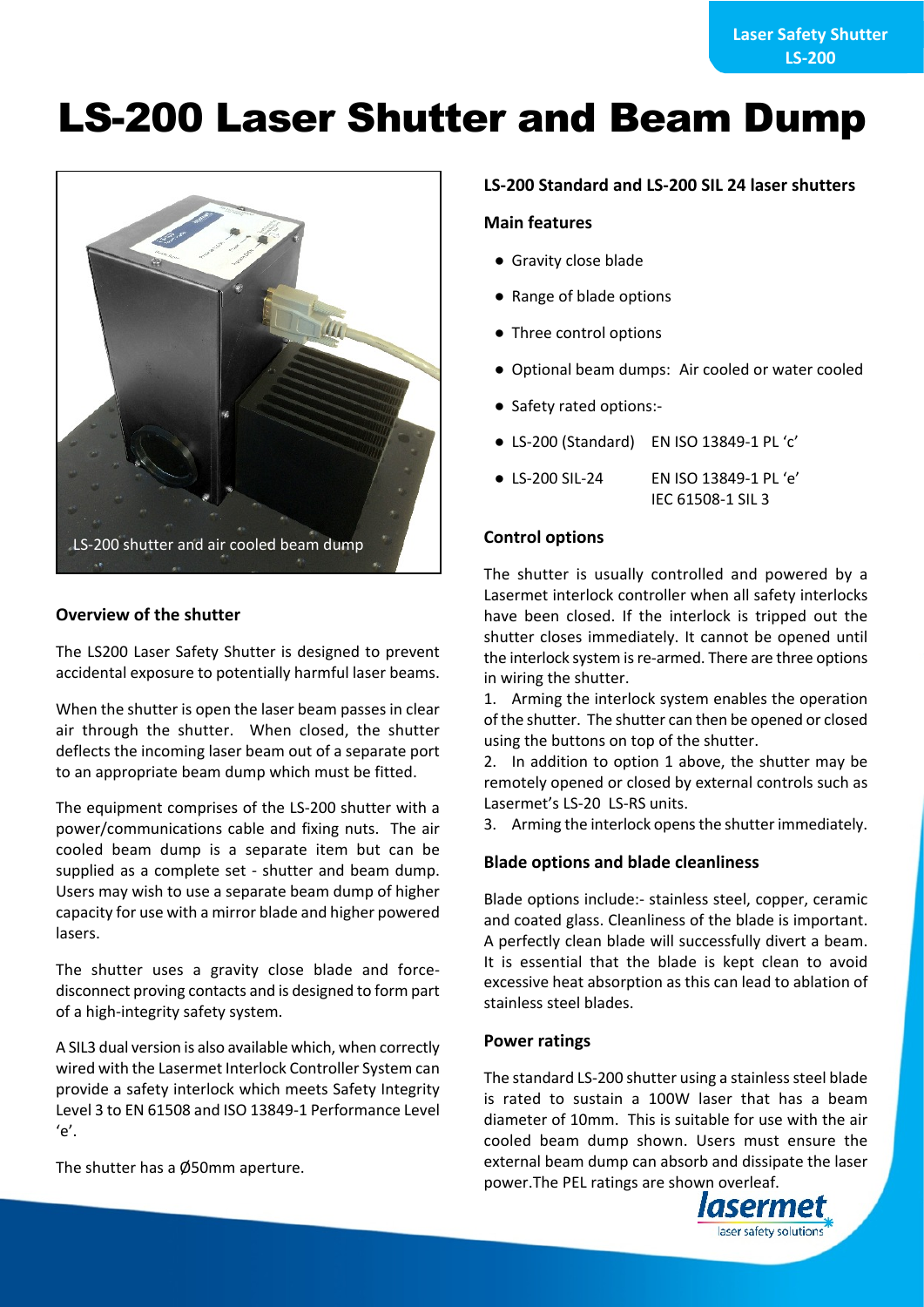# LS-200 Laser Shutter and Beam Dump

LS-200 shutter and air cooled beam dump

## Overview of the shutter

The LS200 Laser Safety Shutter is designed to prevent accidental exposure to potentially harmful laser beams.

When the shutter is open the laser beam passes in clear air through the shutter. When closed, the shutter deflects the incoming laser beam out of a separate port to an appropriate beam dump which must be fitted.

The equipment comprises of the LS-200 shutter with a power/communications cable and fixing nuts. The air cooled beam dump is a separate item but can be supplied as a complete set - shutter and beam dump. Users may wish to use a separate beam dump of higher capacity for use with a mirror blade and higher powered lasers.

The shutter uses a gravity close blade and force-disconnect proving contacts and is designed to form part of a high-integrity safety system.

A SIL3 dual version is also available which, when correctly wired with the Lasermet Interlock Controller System can provide a safety interlock which meets Safety Integrity Level 3 to EN 61508 and ISO 13849-1 Performance Level 'e'.

The shutter has a Ø50mm aperture.

## LS-200 Standard and LS-200 SIL 24 laser shutters

### Main features

- Gravity close blade
- Range of blade options
- Three control options
- Optional beam dumps: Air cooled or water cooled
- Safety rated options:-
- LS-200 (Standard) EN ISO 13849-1 PL 'c'
- LS-200 SIL-24 EN ISO 13849-1 PL 'e' IEC 61508-1 SIL 3

### Control options

The shutter is usually controlled and powered by a Lasermet interlock controller when all safety interlocks have been closed. If the interlock is tripped out the shutter closes immediately. It cannot be opened until the interlock system is re-armed. There are three options in wiring the shutter.

1. Arming the interlock system enables the operation of the shutter. The shutter can then be opened or closed using the buttons on top of the shutter.
2. In addition to option 1 above, the shutter may be remotely opened or closed by external controls such as Lasermet's LS-20 LS-RS units.
3. Arming the interlock opens the shutter immediately.

### Blade options and blade cleanliness

Blade options include:- stainless steel, copper, ceramic and coated glass. Cleanliness of the blade is important. A perfectly clean blade will successfully divert a beam. It is essential that the blade is kept clean to avoid excessive heat absorption as this can lead to ablation of stainless steel blades.

### Power ratings

The standard LS-200 shutter using a stainless steel blade is rated to sustain a 100W laser that has a beam diameter of 10mm. This is suitable for use with the air cooled beam dump shown. Users must ensure the external beam dump can absorb and dissipate the laser power.The PEL ratings are shown overleaf.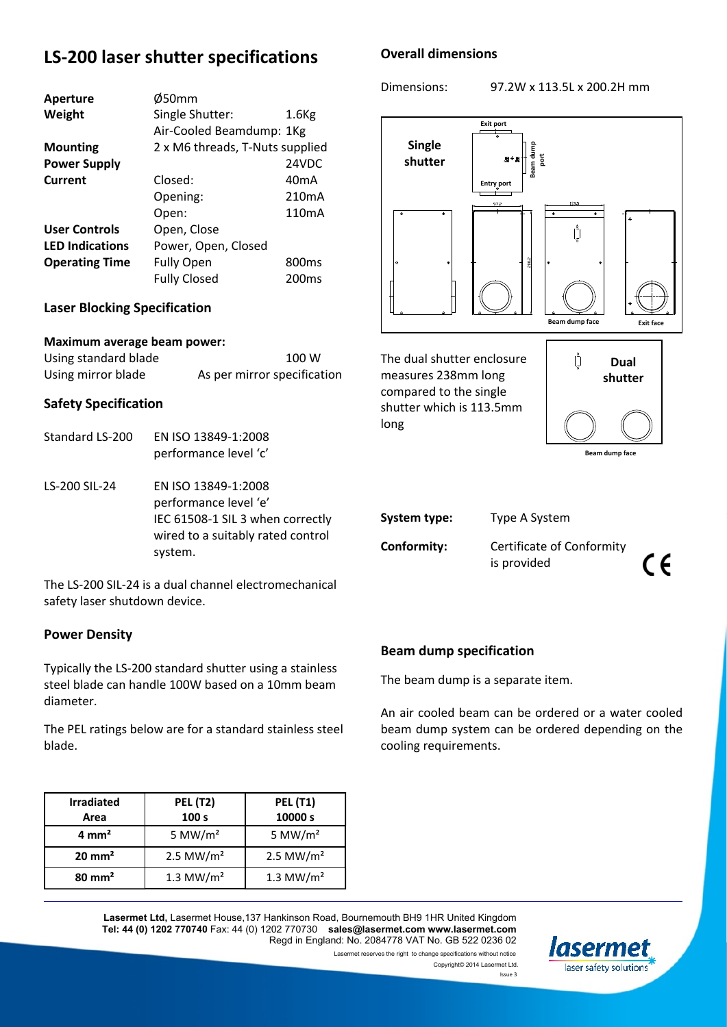# LS-200 laser shutter specifications

| | | |
|---|---|---|
| **Aperture** | Ø50mm | |
| **Weight** | Single Shutter: | 1.6Kg |
| | Air-Cooled Beamdump: 1Kg | |
| **Mounting** | 2 x M6 threads, T-Nuts supplied | |
| **Power Supply** | | 24VDC |
| **Current** | Closed: | 40mA |
| | Opening: | 210mA |
| | Open: | 110mA |
| **User Controls** | Open, Close | |
| **LED Indications** | Power, Open, Closed | |
| **Operating Time** | Fully Open | 800ms |
| | Fully Closed | 200ms |

## Laser Blocking Specification

**Maximum average beam power:**

| | |
|---|---|
| Using standard blade | 100 W |
| Using mirror blade | As per mirror specification |

## Safety Specification

Standard LS-200 — EN ISO 13849-1:2008 performance level 'c'

LS-200 SIL-24 — EN ISO 13849-1:2008 performance level 'e'
IEC 61508-1 SIL 3 when correctly wired to a suitably rated control system.

The LS-200 SIL-24 is a dual channel electromechanical safety laser shutdown device.

## Power Density

Typically the LS-200 standard shutter using a stainless steel blade can handle 100W based on a 10mm beam diameter.

The PEL ratings below are for a standard stainless steel blade.

| Irradiated Area | PEL (T2) 100 s | PEL (T1) 10000 s |
|---|---|---|
| **4 mm²** | 5 MW/m² | 5 MW/m² |
| **20 mm²** | 2.5 MW/m² | 2.5 MW/m² |
| **80 mm²** | 1.3 MW/m² | 1.3 MW/m² |

## Overall dimensions

Dimensions: 97.2W x 113.5L x 200.2H mm

Single shutter

Exit port

Beam dump port

Entry port

97.2

113.5

200.2

Beam dump face

Exit face

The dual shutter enclosure measures 238mm long compared to the single shutter which is 113.5mm long

Dual shutter

Beam dump face

**System type:** Type A System

**Conformity:** Certificate of Conformity is provided

CE

## Beam dump specification

The beam dump is a separate item.

An air cooled beam can be ordered or a water cooled beam dump system can be ordered depending on the cooling requirements.

**Lasermet Ltd,** Lasermet House,137 Hankinson Road, Bournemouth BH9 1HR United Kingdom
**Tel: 44 (0) 1202 770740** Fax: 44 (0) 1202 770730 **sales@lasermet.com www.lasermet.com**
Regd in England: No. 2084778 VAT No. GB 522 0236 02
Lasermet reserves the right to change specifications without notice
Copyright© 2014 Lasermet Ltd.
Issue 3

lasermet laser safety solutions